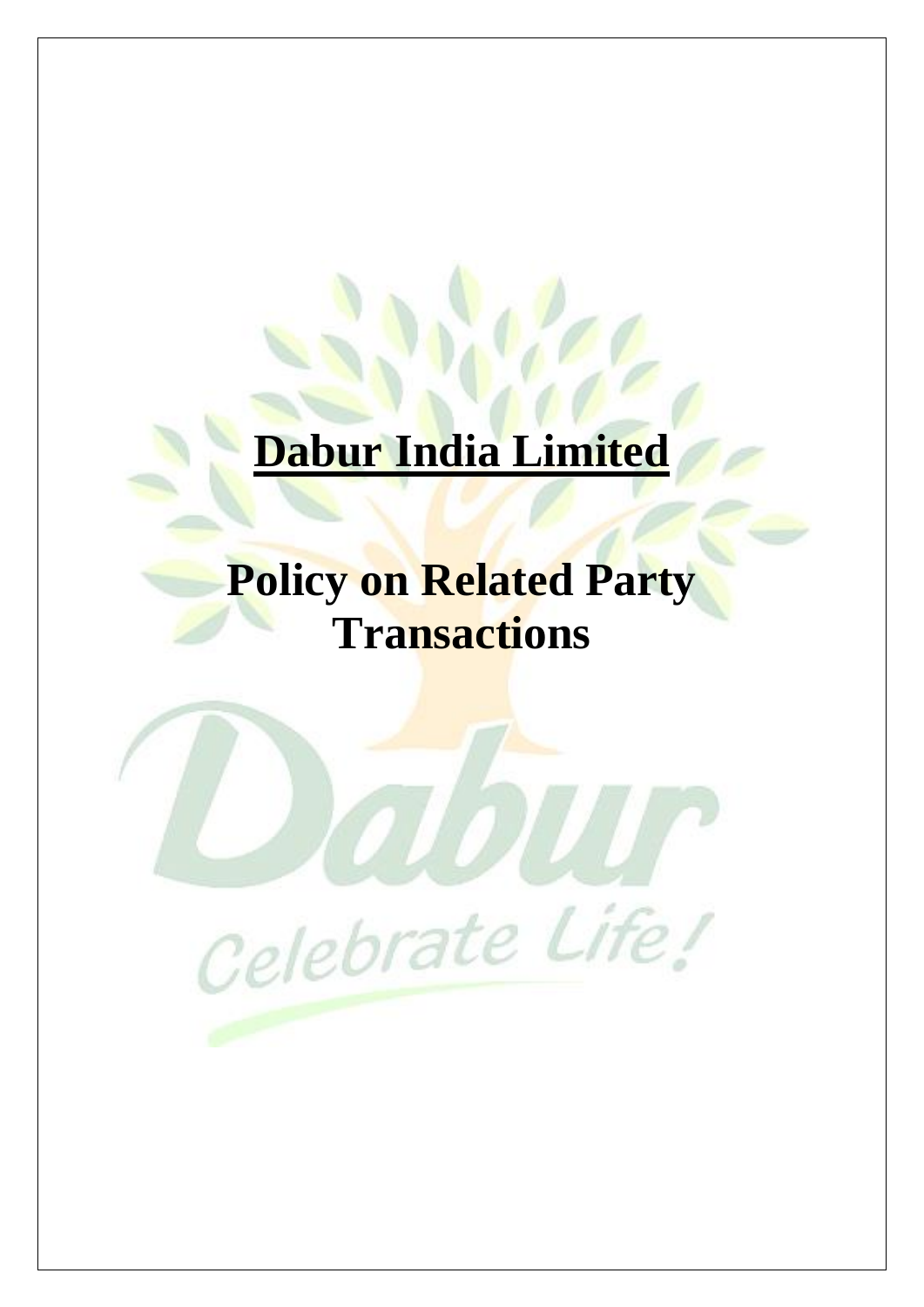# Dabur India Limited

# Policy on Related Party Transactions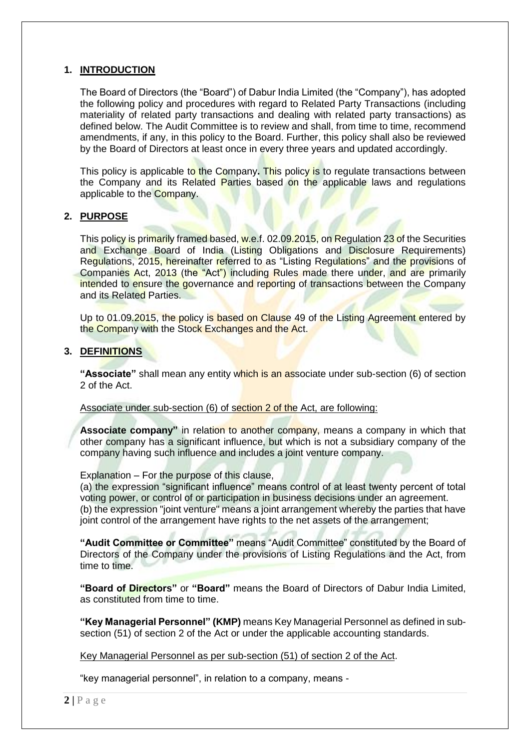## 1. INTRODUCTION

The Board of Directors (the "Board") of Dabur India Limited (the "Company"), has adopted the following policy and procedures with regard to Related Party Transactions (including materiality of related party transactions and dealing with related party transactions) as defined below. The Audit Committee is to review and shall, from time to time, recommend amendments, if any, in this policy to the Board. Further, this policy shall also be reviewed by the Board of Directors at least once in every three years and updated accordingly.

This policy is applicable to the Company**.** This policy is to regulate transactions between the Company and its Related Parties based on the applicable laws and regulations applicable to the Company.

## 2. PURPOSE

This policy is primarily framed based, w.e.f. 02.09.2015, on Regulation 23 of the Securities and Exchange Board of India (Listing Obligations and Disclosure Requirements) Regulations, 2015, hereinafter referred to as "Listing Regulations" and the provisions of Companies Act, 2013 (the "Act") including Rules made there under, and are primarily intended to ensure the governance and reporting of transactions between the Company and its Related Parties.

Up to 01.09.2015, the policy is based on Clause 49 of the Listing Agreement entered by the Company with the Stock Exchanges and the Act.

## 3. DEFINITIONS

**"Associate"** shall mean any entity which is an associate under sub-section (6) of section 2 of the Act.

Associate under sub-section (6) of section 2 of the Act, are following:

**Associate company"** in relation to another company, means a company in which that other company has a significant influence, but which is not a subsidiary company of the company having such influence and includes a joint venture company.

Explanation – For the purpose of this clause,
(a) the expression "significant influence" means control of at least twenty percent of total voting power, or control of or participation in business decisions under an agreement.
(b) the expression "joint venture" means a joint arrangement whereby the parties that have joint control of the arrangement have rights to the net assets of the arrangement;

**"Audit Committee or Committee"** means "Audit Committee" constituted by the Board of Directors of the Company under the provisions of Listing Regulations and the Act, from time to time.

**"Board of Directors"** or **"Board"** means the Board of Directors of Dabur India Limited, as constituted from time to time.

**"Key Managerial Personnel" (KMP)** means Key Managerial Personnel as defined in sub-section (51) of section 2 of the Act or under the applicable accounting standards.

Key Managerial Personnel as per sub-section (51) of section 2 of the Act.

"key managerial personnel", in relation to a company, means -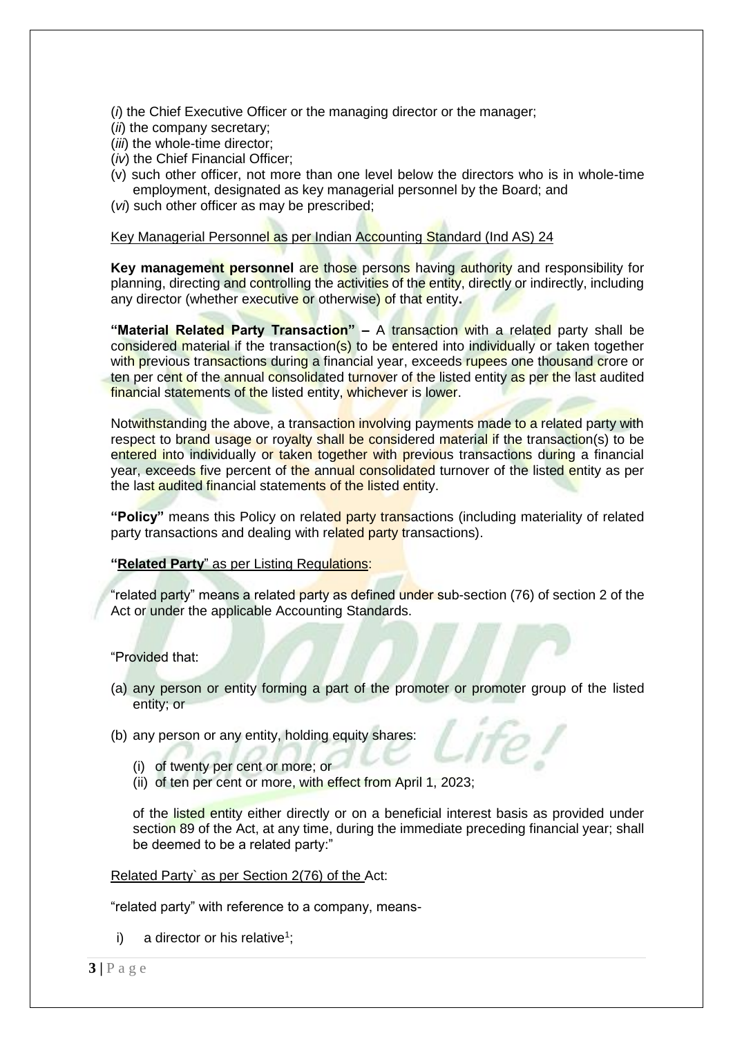(*i*) the Chief Executive Officer or the managing director or the manager;
(*ii*) the company secretary;
(*iii*) the whole-time director;
(*iv*) the Chief Financial Officer;
(v) such other officer, not more than one level below the directors who is in whole-time employment, designated as key managerial personnel by the Board; and
(*vi*) such other officer as may be prescribed;

Key Managerial Personnel as per Indian Accounting Standard (Ind AS) 24

**Key management personnel** are those persons having authority and responsibility for planning, directing and controlling the activities of the entity, directly or indirectly, including any director (whether executive or otherwise) of that entity**.**

**"Material Related Party Transaction" –** A transaction with a related party shall be considered material if the transaction(s) to be entered into individually or taken together with previous transactions during a financial year, exceeds rupees one thousand crore or ten per cent of the annual consolidated turnover of the listed entity as per the last audited financial statements of the listed entity, whichever is lower.

Notwithstanding the above, a transaction involving payments made to a related party with respect to brand usage or royalty shall be considered material if the transaction(s) to be entered into individually or taken together with previous transactions during a financial year, exceeds five percent of the annual consolidated turnover of the listed entity as per the last audited financial statements of the listed entity.

**"Policy"** means this Policy on related party transactions (including materiality of related party transactions and dealing with related party transactions).

**"Related Party**" as per Listing Regulations:

"related party" means a related party as defined under sub-section (76) of section 2 of the Act or under the applicable Accounting Standards.

"Provided that:

(a) any person or entity forming a part of the promoter or promoter group of the listed entity; or

(b) any person or any entity, holding equity shares:

   (i) of twenty per cent or more; or
   (ii) of ten per cent or more, with effect from April 1, 2023;

   of the listed entity either directly or on a beneficial interest basis as provided under section 89 of the Act, at any time, during the immediate preceding financial year; shall be deemed to be a related party:"

Related Party` as per Section 2(76) of the Act:

"related party" with reference to a company, means-

i) a director or his relative[1];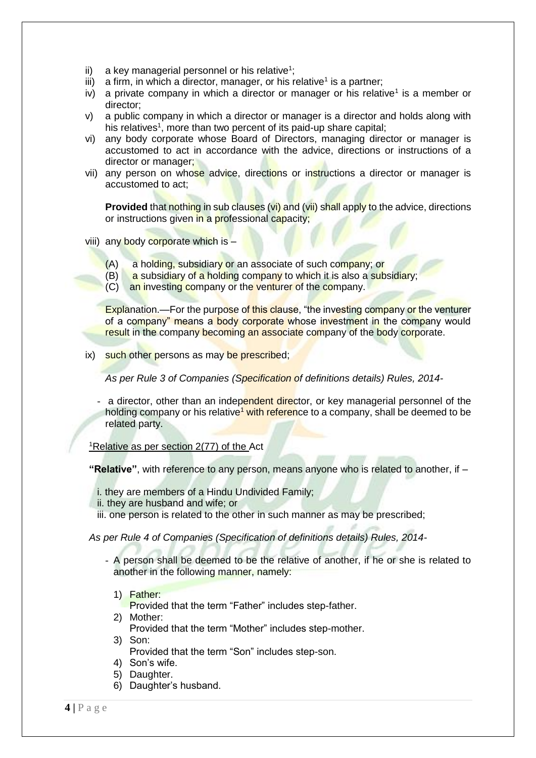ii) a key managerial personnel or his relative[1];
iii) a firm, in which a director, manager, or his relative[1] is a partner;
iv) a private company in which a director or manager or his relative[1] is a member or director;
v) a public company in which a director or manager is a director and holds along with his relatives[1], more than two percent of its paid-up share capital;
vi) any body corporate whose Board of Directors, managing director or manager is accustomed to act in accordance with the advice, directions or instructions of a director or manager;
vii) any person on whose advice, directions or instructions a director or manager is accustomed to act;

**Provided** that nothing in sub clauses (vi) and (vii) shall apply to the advice, directions or instructions given in a professional capacity;

viii) any body corporate which is –

(A) a holding, subsidiary or an associate of such company; or
(B) a subsidiary of a holding company to which it is also a subsidiary;
(C) an investing company or the venturer of the company.

Explanation.—For the purpose of this clause, "the investing company or the venturer of a company" means a body corporate whose investment in the company would result in the company becoming an associate company of the body corporate.

ix) such other persons as may be prescribed;

*As per Rule 3 of Companies (Specification of definitions details) Rules, 2014-*

- a director, other than an independent director, or key managerial personnel of the holding company or his relative[1] with reference to a company, shall be deemed to be related party.

[1]Relative as per section 2(77) of the Act

**"Relative"**, with reference to any person, means anyone who is related to another, if –

i. they are members of a Hindu Undivided Family;
ii. they are husband and wife; or
iii. one person is related to the other in such manner as may be prescribed;

*As per Rule 4 of Companies (Specification of definitions details) Rules, 2014-*

- A person shall be deemed to be the relative of another, if he or she is related to another in the following manner, namely:

1) Father:
   Provided that the term "Father" includes step-father.
2) Mother:
   Provided that the term "Mother" includes step-mother.
3) Son:
   Provided that the term "Son" includes step-son.
4) Son's wife.
5) Daughter.
6) Daughter's husband.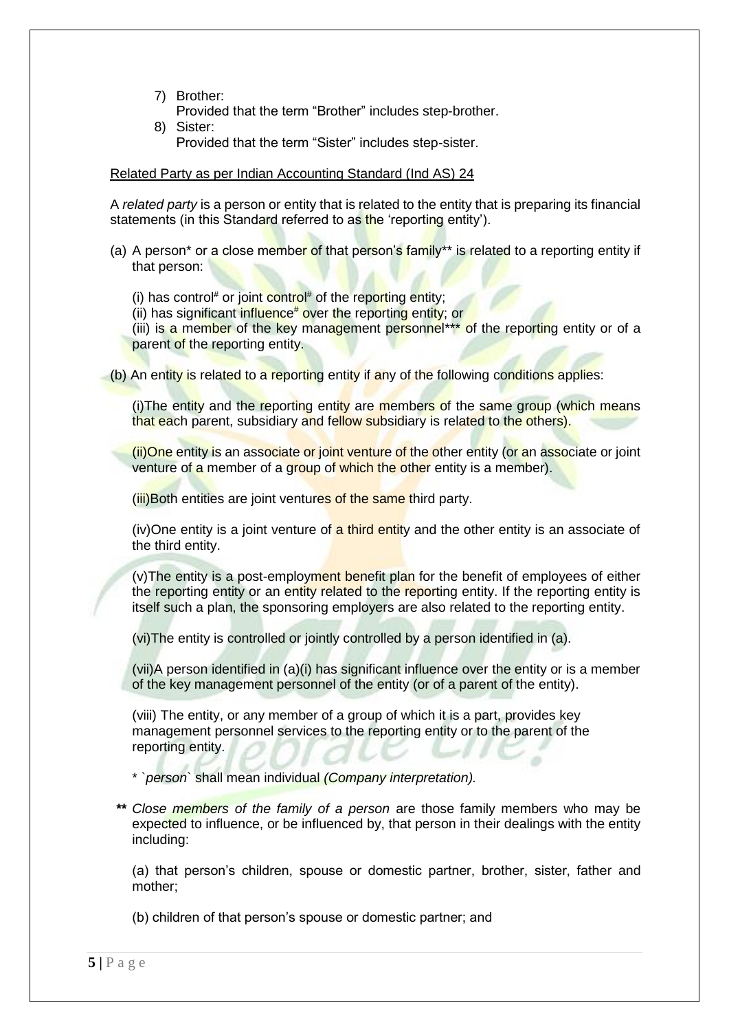7) Brother:
   Provided that the term "Brother" includes step-brother.
8) Sister:
   Provided that the term "Sister" includes step-sister.

Related Party as per Indian Accounting Standard (Ind AS) 24

A *related party* is a person or entity that is related to the entity that is preparing its financial statements (in this Standard referred to as the 'reporting entity').

(a) A person* or a close member of that person's family** is related to a reporting entity if that person:

(i) has control# or joint control# of the reporting entity;
(ii) has significant influence# over the reporting entity; or
(iii) is a member of the key management personnel*** of the reporting entity or of a parent of the reporting entity.

(b) An entity is related to a reporting entity if any of the following conditions applies:

(i)The entity and the reporting entity are members of the same group (which means that each parent, subsidiary and fellow subsidiary is related to the others).

(ii)One entity is an associate or joint venture of the other entity (or an associate or joint venture of a member of a group of which the other entity is a member).

(iii)Both entities are joint ventures of the same third party.

(iv)One entity is a joint venture of a third entity and the other entity is an associate of the third entity.

(v)The entity is a post-employment benefit plan for the benefit of employees of either the reporting entity or an entity related to the reporting entity. If the reporting entity is itself such a plan, the sponsoring employers are also related to the reporting entity.

(vi)The entity is controlled or jointly controlled by a person identified in (a).

(vii)A person identified in (a)(i) has significant influence over the entity or is a member of the key management personnel of the entity (or of a parent of the entity).

(viii) The entity, or any member of a group of which it is a part, provides key management personnel services to the reporting entity or to the parent of the reporting entity.

* `*person*` shall mean individual *(Company interpretation).*

**\*\*** *Close members of the family of a person* are those family members who may be expected to influence, or be influenced by, that person in their dealings with the entity including:

(a) that person's children, spouse or domestic partner, brother, sister, father and mother;

(b) children of that person's spouse or domestic partner; and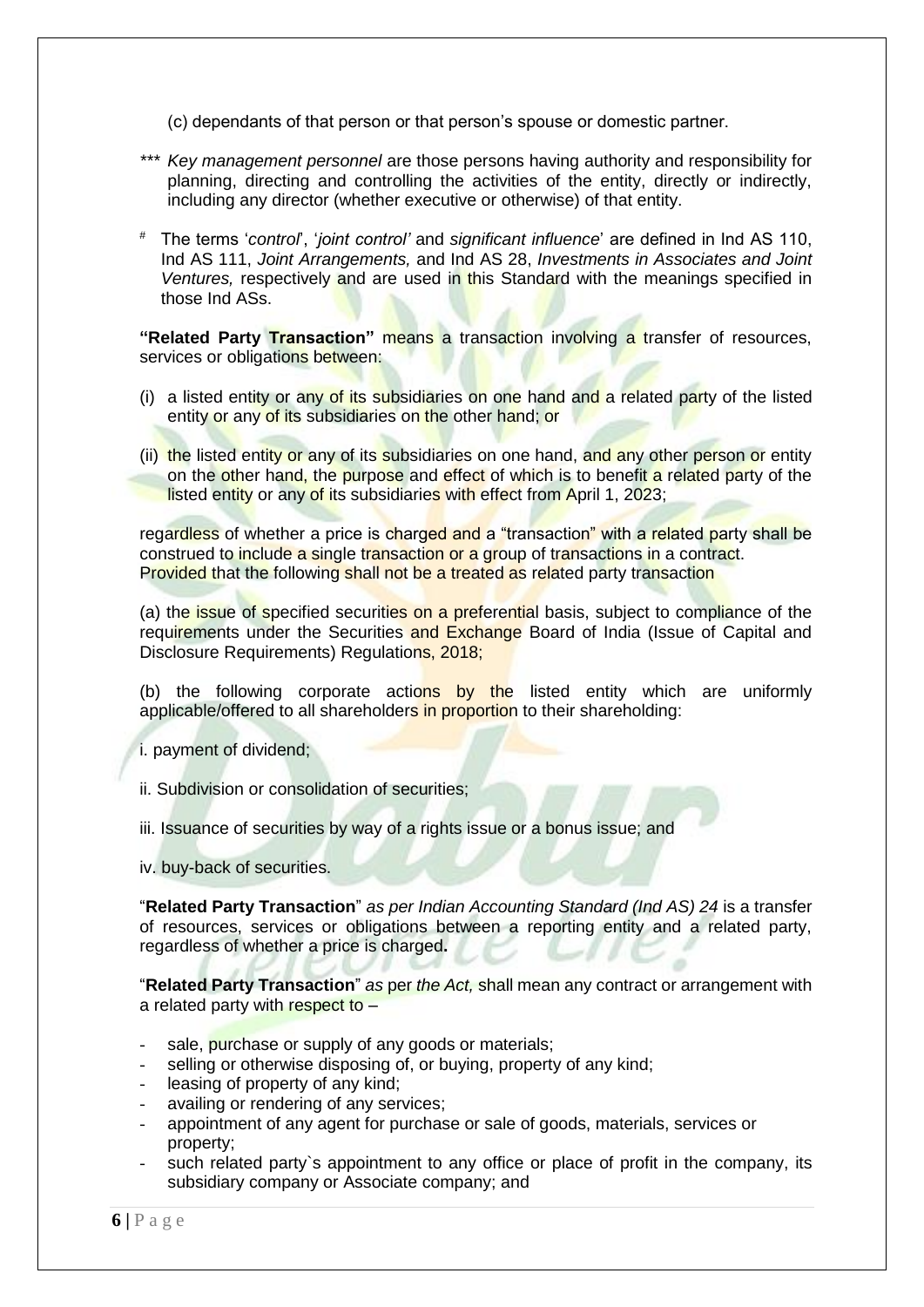(c) dependants of that person or that person's spouse or domestic partner.

*** *Key management personnel* are those persons having authority and responsibility for planning, directing and controlling the activities of the entity, directly or indirectly, including any director (whether executive or otherwise) of that entity.

# The terms '*control*', '*joint control'* and *significant influence*' are defined in Ind AS 110, Ind AS 111, *Joint Arrangements,* and Ind AS 28, *Investments in Associates and Joint Ventures,* respectively and are used in this Standard with the meanings specified in those Ind ASs.

**"Related Party Transaction"** means a transaction involving a transfer of resources, services or obligations between:

(i) a listed entity or any of its subsidiaries on one hand and a related party of the listed entity or any of its subsidiaries on the other hand; or

(ii) the listed entity or any of its subsidiaries on one hand, and any other person or entity on the other hand, the purpose and effect of which is to benefit a related party of the listed entity or any of its subsidiaries with effect from April 1, 2023;

regardless of whether a price is charged and a "transaction" with a related party shall be construed to include a single transaction or a group of transactions in a contract.
Provided that the following shall not be a treated as related party transaction

(a) the issue of specified securities on a preferential basis, subject to compliance of the requirements under the Securities and Exchange Board of India (Issue of Capital and Disclosure Requirements) Regulations, 2018;

(b) the following corporate actions by the listed entity which are uniformly applicable/offered to all shareholders in proportion to their shareholding:

i. payment of dividend;

ii. Subdivision or consolidation of securities;

iii. Issuance of securities by way of a rights issue or a bonus issue; and

iv. buy-back of securities.

"**Related Party Transaction**" *as per Indian Accounting Standard (Ind AS) 24* is a transfer of resources, services or obligations between a reporting entity and a related party, regardless of whether a price is charged**.**

"**Related Party Transaction**" *as* per *the Act,* shall mean any contract or arrangement with a related party with respect to –

- sale, purchase or supply of any goods or materials;
- selling or otherwise disposing of, or buying, property of any kind;
- leasing of property of any kind;
- availing or rendering of any services;
- appointment of any agent for purchase or sale of goods, materials, services or property;
- such related party`s appointment to any office or place of profit in the company, its subsidiary company or Associate company; and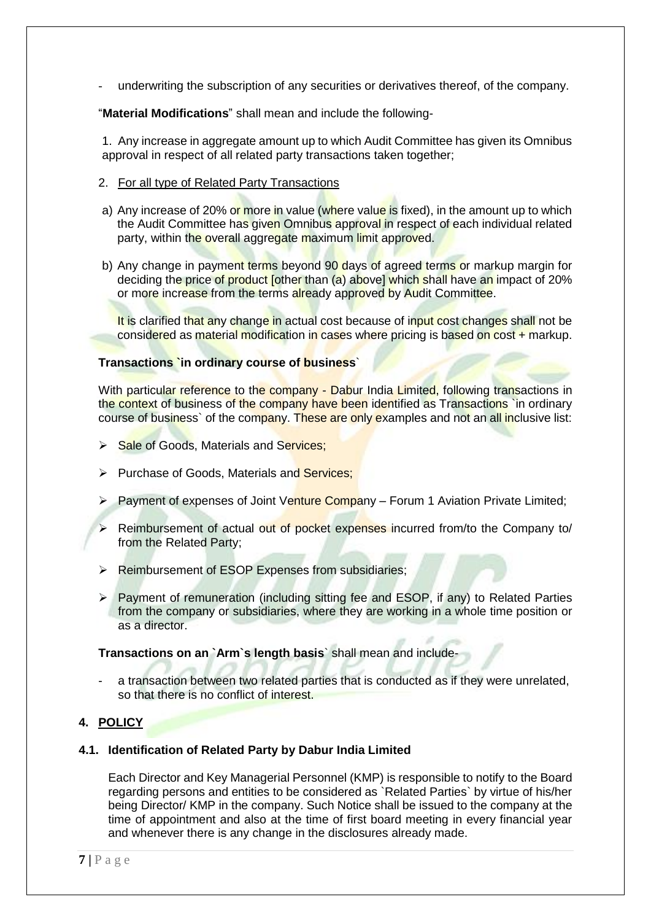- underwriting the subscription of any securities or derivatives thereof, of the company.

"**Material Modifications**" shall mean and include the following-

1. Any increase in aggregate amount up to which Audit Committee has given its Omnibus approval in respect of all related party transactions taken together;

2. For all type of Related Party Transactions

a) Any increase of 20% or more in value (where value is fixed), in the amount up to which the Audit Committee has given Omnibus approval in respect of each individual related party, within the overall aggregate maximum limit approved.

b) Any change in payment terms beyond 90 days of agreed terms or markup margin for deciding the price of product [other than (a) above] which shall have an impact of 20% or more increase from the terms already approved by Audit Committee.

It is clarified that any change in actual cost because of input cost changes shall not be considered as material modification in cases where pricing is based on cost + markup.

**Transactions `in ordinary course of business`**

With particular reference to the company - Dabur India Limited, following transactions in the context of business of the company have been identified as Transactions `in ordinary course of business` of the company. These are only examples and not an all inclusive list:

- Sale of Goods, Materials and Services;
- Purchase of Goods, Materials and Services;
- Payment of expenses of Joint Venture Company – Forum 1 Aviation Private Limited;
- Reimbursement of actual out of pocket expenses incurred from/to the Company to/ from the Related Party;
- Reimbursement of ESOP Expenses from subsidiaries;
- Payment of remuneration (including sitting fee and ESOP, if any) to Related Parties from the company or subsidiaries, where they are working in a whole time position or as a director.

**Transactions on an `Arm`s length basis`** shall mean and include-

- a transaction between two related parties that is conducted as if they were unrelated, so that there is no conflict of interest.

## 4. POLICY

### 4.1. Identification of Related Party by Dabur India Limited

Each Director and Key Managerial Personnel (KMP) is responsible to notify to the Board regarding persons and entities to be considered as `Related Parties` by virtue of his/her being Director/ KMP in the company. Such Notice shall be issued to the company at the time of appointment and also at the time of first board meeting in every financial year and whenever there is any change in the disclosures already made.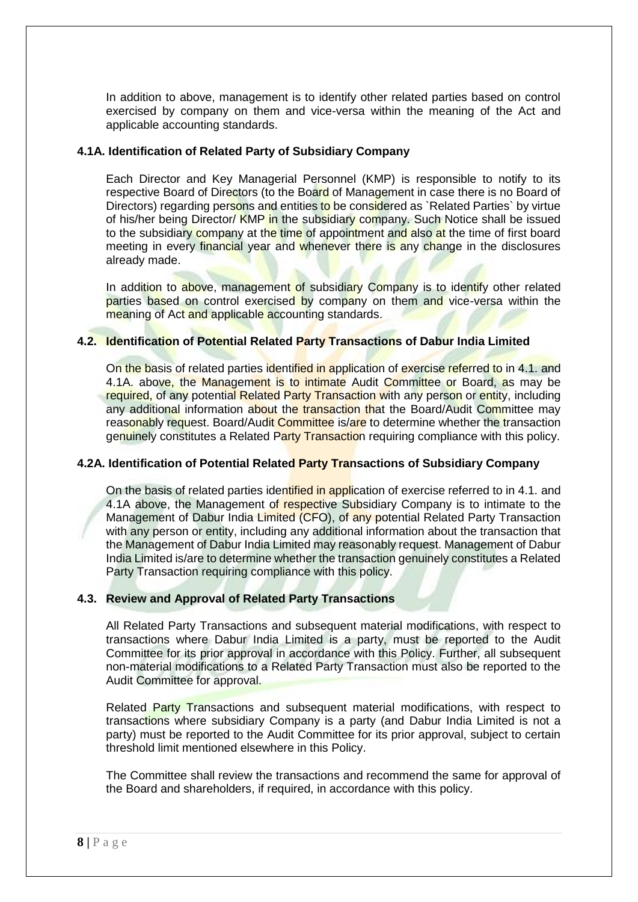In addition to above, management is to identify other related parties based on control exercised by company on them and vice-versa within the meaning of the Act and applicable accounting standards.

### 4.1A. Identification of Related Party of Subsidiary Company

Each Director and Key Managerial Personnel (KMP) is responsible to notify to its respective Board of Directors (to the Board of Management in case there is no Board of Directors) regarding persons and entities to be considered as `Related Parties` by virtue of his/her being Director/ KMP in the subsidiary company. Such Notice shall be issued to the subsidiary company at the time of appointment and also at the time of first board meeting in every financial year and whenever there is any change in the disclosures already made.

In addition to above, management of subsidiary Company is to identify other related parties based on control exercised by company on them and vice-versa within the meaning of Act and applicable accounting standards.

### 4.2. Identification of Potential Related Party Transactions of Dabur India Limited

On the basis of related parties identified in application of exercise referred to in 4.1. and 4.1A. above, the Management is to intimate Audit Committee or Board, as may be required, of any potential Related Party Transaction with any person or entity, including any additional information about the transaction that the Board/Audit Committee may reasonably request. Board/Audit Committee is/are to determine whether the transaction genuinely constitutes a Related Party Transaction requiring compliance with this policy.

### 4.2A. Identification of Potential Related Party Transactions of Subsidiary Company

On the basis of related parties identified in application of exercise referred to in 4.1. and 4.1A above, the Management of respective Subsidiary Company is to intimate to the Management of Dabur India Limited (CFO), of any potential Related Party Transaction with any person or entity, including any additional information about the transaction that the Management of Dabur India Limited may reasonably request. Management of Dabur India Limited is/are to determine whether the transaction genuinely constitutes a Related Party Transaction requiring compliance with this policy.

### 4.3. Review and Approval of Related Party Transactions

All Related Party Transactions and subsequent material modifications, with respect to transactions where Dabur India Limited is a party, must be reported to the Audit Committee for its prior approval in accordance with this Policy. Further, all subsequent non-material modifications to a Related Party Transaction must also be reported to the Audit Committee for approval.

Related Party Transactions and subsequent material modifications, with respect to transactions where subsidiary Company is a party (and Dabur India Limited is not a party) must be reported to the Audit Committee for its prior approval, subject to certain threshold limit mentioned elsewhere in this Policy.

The Committee shall review the transactions and recommend the same for approval of the Board and shareholders, if required, in accordance with this policy.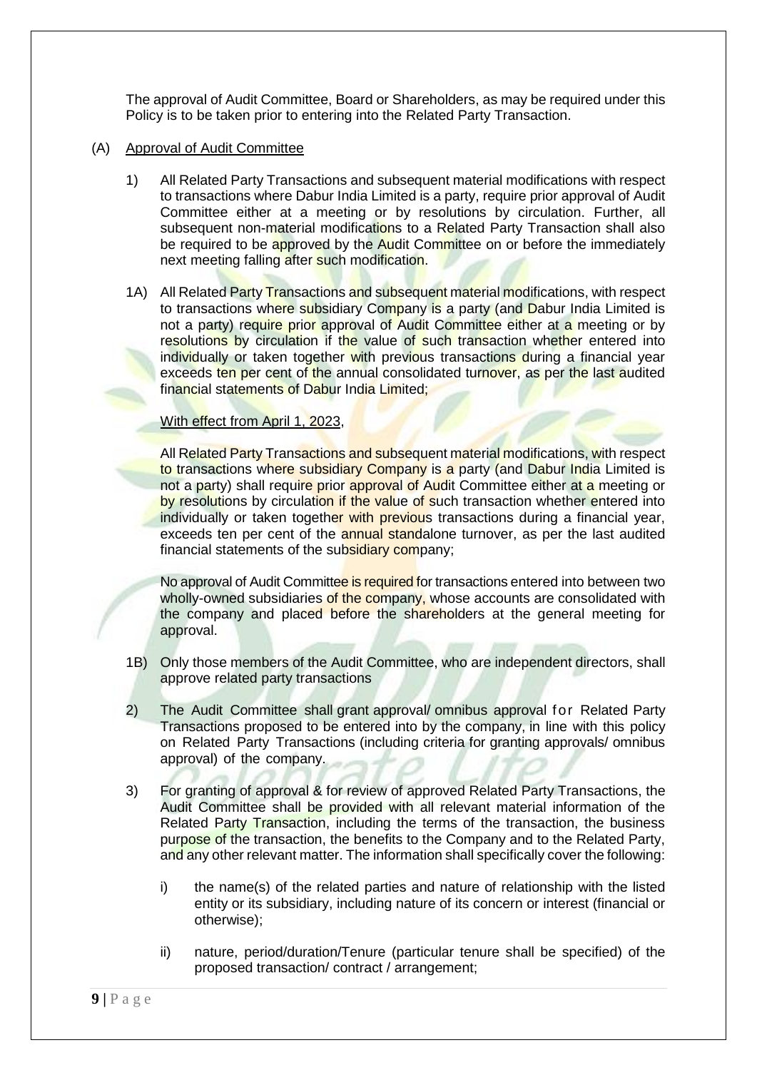The approval of Audit Committee, Board or Shareholders, as may be required under this Policy is to be taken prior to entering into the Related Party Transaction.

(A) Approval of Audit Committee

1) All Related Party Transactions and subsequent material modifications with respect to transactions where Dabur India Limited is a party, require prior approval of Audit Committee either at a meeting or by resolutions by circulation. Further, all subsequent non-material modifications to a Related Party Transaction shall also be required to be approved by the Audit Committee on or before the immediately next meeting falling after such modification.

1A) All Related Party Transactions and subsequent material modifications, with respect to transactions where subsidiary Company is a party (and Dabur India Limited is not a party) require prior approval of Audit Committee either at a meeting or by resolutions by circulation if the value of such transaction whether entered into individually or taken together with previous transactions during a financial year exceeds ten per cent of the annual consolidated turnover, as per the last audited financial statements of Dabur India Limited;

With effect from April 1, 2023,

All Related Party Transactions and subsequent material modifications, with respect to transactions where subsidiary Company is a party (and Dabur India Limited is not a party) shall require prior approval of Audit Committee either at a meeting or by resolutions by circulation if the value of such transaction whether entered into individually or taken together with previous transactions during a financial year, exceeds ten per cent of the annual standalone turnover, as per the last audited financial statements of the subsidiary company;

No approval of Audit Committee is required for transactions entered into between two wholly-owned subsidiaries of the company, whose accounts are consolidated with the company and placed before the shareholders at the general meeting for approval.

1B) Only those members of the Audit Committee, who are independent directors, shall approve related party transactions

2) The Audit Committee shall grant approval/ omnibus approval for Related Party Transactions proposed to be entered into by the company, in line with this policy on Related Party Transactions (including criteria for granting approvals/ omnibus approval) of the company.

3) For granting of approval & for review of approved Related Party Transactions, the Audit Committee shall be provided with all relevant material information of the Related Party Transaction, including the terms of the transaction, the business purpose of the transaction, the benefits to the Company and to the Related Party, and any other relevant matter. The information shall specifically cover the following:

   i) the name(s) of the related parties and nature of relationship with the listed entity or its subsidiary, including nature of its concern or interest (financial or otherwise);

   ii) nature, period/duration/Tenure (particular tenure shall be specified) of the proposed transaction/ contract / arrangement;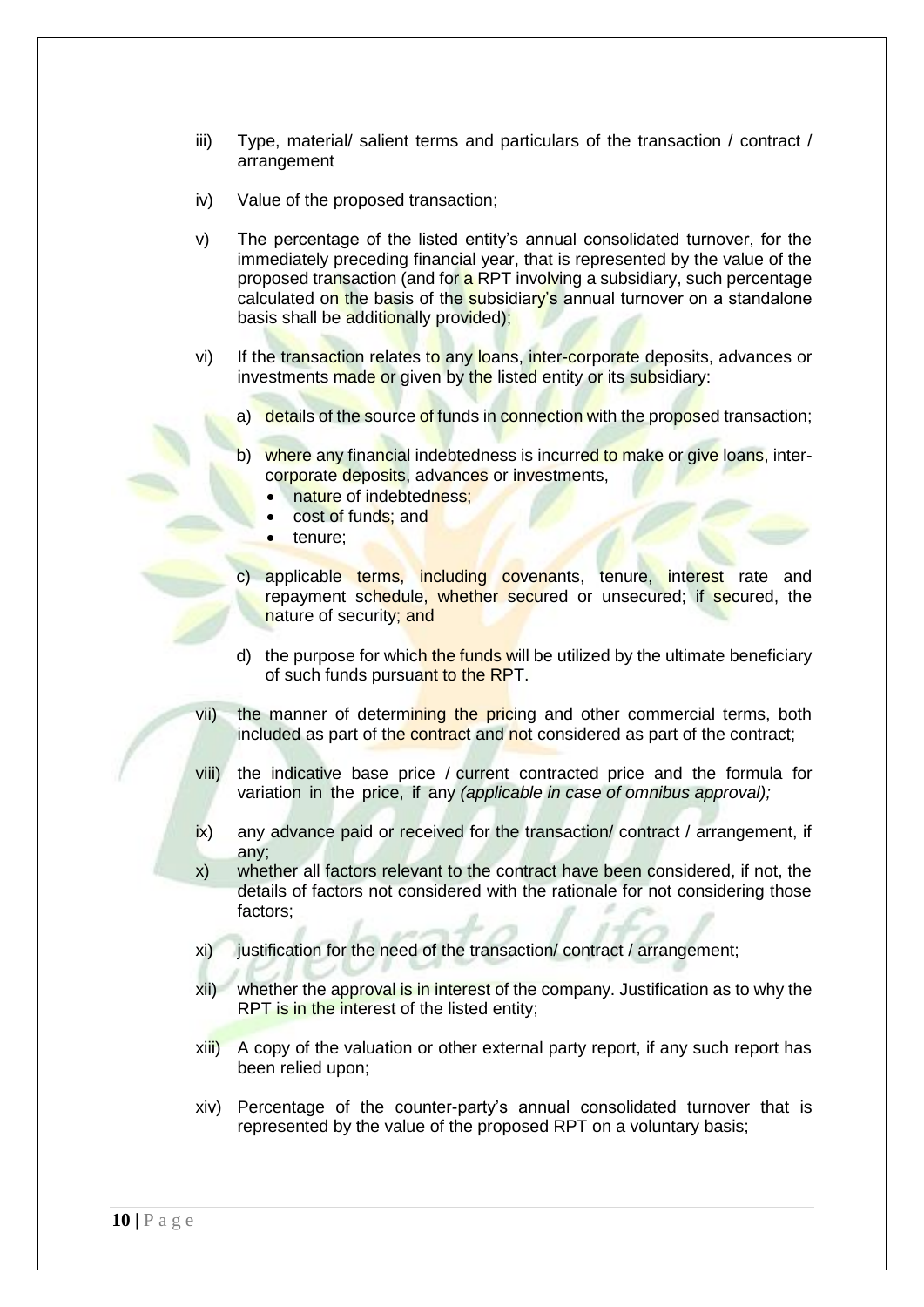iii) Type, material/ salient terms and particulars of the transaction / contract / arrangement

iv) Value of the proposed transaction;

v) The percentage of the listed entity's annual consolidated turnover, for the immediately preceding financial year, that is represented by the value of the proposed transaction (and for a RPT involving a subsidiary, such percentage calculated on the basis of the subsidiary's annual turnover on a standalone basis shall be additionally provided);

vi) If the transaction relates to any loans, inter-corporate deposits, advances or investments made or given by the listed entity or its subsidiary:

   a) details of the source of funds in connection with the proposed transaction;

   b) where any financial indebtedness is incurred to make or give loans, inter-corporate deposits, advances or investments,
      - nature of indebtedness;
      - cost of funds; and
      - tenure;

   c) applicable terms, including covenants, tenure, interest rate and repayment schedule, whether secured or unsecured; if secured, the nature of security; and

   d) the purpose for which the funds will be utilized by the ultimate beneficiary of such funds pursuant to the RPT.

vii) the manner of determining the pricing and other commercial terms, both included as part of the contract and not considered as part of the contract;

viii) the indicative base price / current contracted price and the formula for variation in the price, if any *(applicable in case of omnibus approval);*

ix) any advance paid or received for the transaction/ contract / arrangement, if any;

x) whether all factors relevant to the contract have been considered, if not, the details of factors not considered with the rationale for not considering those factors;

xi) justification for the need of the transaction/ contract / arrangement;

xii) whether the approval is in interest of the company. Justification as to why the RPT is in the interest of the listed entity;

xiii) A copy of the valuation or other external party report, if any such report has been relied upon;

xiv) Percentage of the counter-party's annual consolidated turnover that is represented by the value of the proposed RPT on a voluntary basis;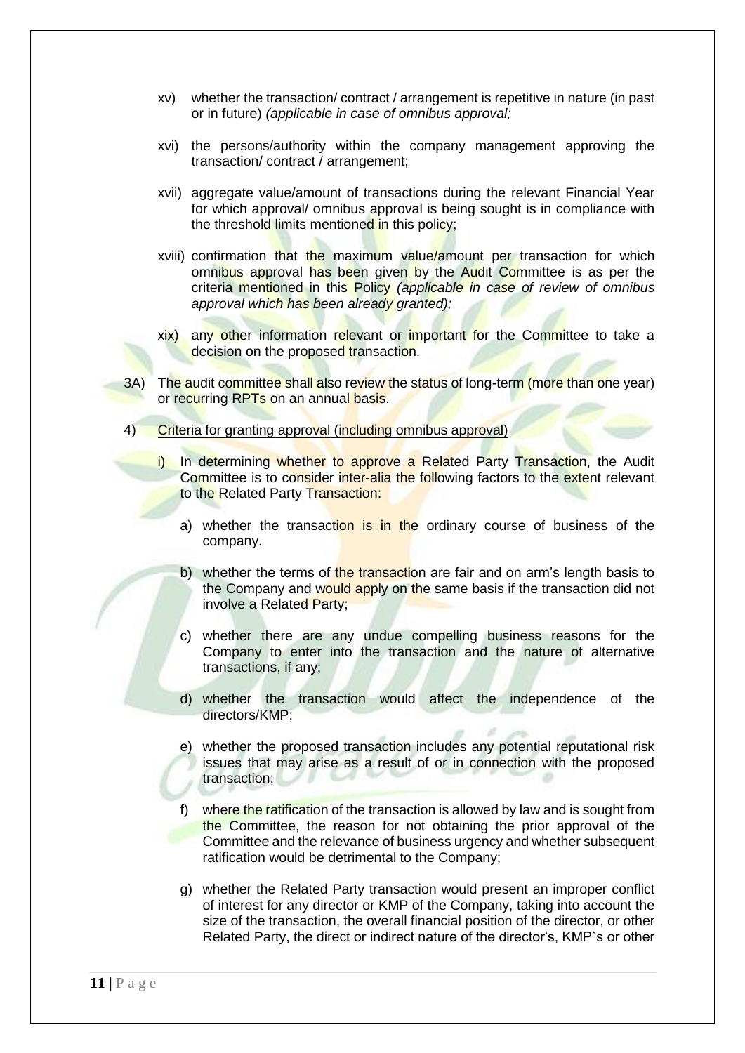xv) whether the transaction/ contract / arrangement is repetitive in nature (in past or in future) *(applicable in case of omnibus approval;*

xvi) the persons/authority within the company management approving the transaction/ contract / arrangement;

xvii) aggregate value/amount of transactions during the relevant Financial Year for which approval/ omnibus approval is being sought is in compliance with the threshold limits mentioned in this policy;

xviii) confirmation that the maximum value/amount per transaction for which omnibus approval has been given by the Audit Committee is as per the criteria mentioned in this Policy *(applicable in case of review of omnibus approval which has been already granted);*

xix) any other information relevant or important for the Committee to take a decision on the proposed transaction.

3A) The audit committee shall also review the status of long-term (more than one year) or recurring RPTs on an annual basis.

4) <u>Criteria for granting approval (including omnibus approval)</u>

i) In determining whether to approve a Related Party Transaction, the Audit Committee is to consider inter-alia the following factors to the extent relevant to the Related Party Transaction:

a) whether the transaction is in the ordinary course of business of the company.

b) whether the terms of the transaction are fair and on arm's length basis to the Company and would apply on the same basis if the transaction did not involve a Related Party;

c) whether there are any undue compelling business reasons for the Company to enter into the transaction and the nature of alternative transactions, if any;

d) whether the transaction would affect the independence of the directors/KMP;

e) whether the proposed transaction includes any potential reputational risk issues that may arise as a result of or in connection with the proposed transaction;

f) where the ratification of the transaction is allowed by law and is sought from the Committee, the reason for not obtaining the prior approval of the Committee and the relevance of business urgency and whether subsequent ratification would be detrimental to the Company;

g) whether the Related Party transaction would present an improper conflict of interest for any director or KMP of the Company, taking into account the size of the transaction, the overall financial position of the director, or other Related Party, the direct or indirect nature of the director's, KMP`s or other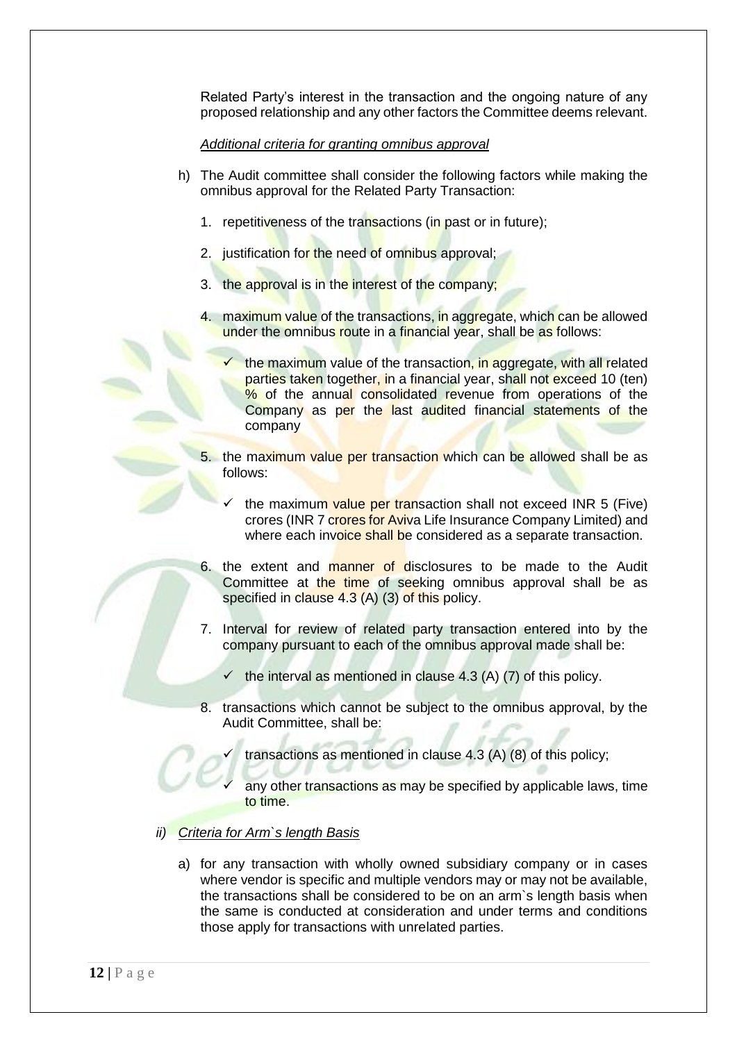Related Party's interest in the transaction and the ongoing nature of any proposed relationship and any other factors the Committee deems relevant.

*Additional criteria for granting omnibus approval*

h) The Audit committee shall consider the following factors while making the omnibus approval for the Related Party Transaction:

1. repetitiveness of the transactions (in past or in future);

2. justification for the need of omnibus approval;

3. the approval is in the interest of the company;

4. maximum value of the transactions, in aggregate, which can be allowed under the omnibus route in a financial year, shall be as follows:

   ✓ the maximum value of the transaction, in aggregate, with all related parties taken together, in a financial year, shall not exceed 10 (ten) % of the annual consolidated revenue from operations of the Company as per the last audited financial statements of the company

5. the maximum value per transaction which can be allowed shall be as follows:

   ✓ the maximum value per transaction shall not exceed INR 5 (Five) crores (INR 7 crores for Aviva Life Insurance Company Limited) and where each invoice shall be considered as a separate transaction.

6. the extent and manner of disclosures to be made to the Audit Committee at the time of seeking omnibus approval shall be as specified in clause 4.3 (A) (3) of this policy.

7. Interval for review of related party transaction entered into by the company pursuant to each of the omnibus approval made shall be:

   ✓ the interval as mentioned in clause 4.3 (A) (7) of this policy.

8. transactions which cannot be subject to the omnibus approval, by the Audit Committee, shall be:

   ✓ transactions as mentioned in clause 4.3 (A) (8) of this policy;

   ✓ any other transactions as may be specified by applicable laws, time to time.

*ii) Criteria for Arm`s length Basis*

a) for any transaction with wholly owned subsidiary company or in cases where vendor is specific and multiple vendors may or may not be available, the transactions shall be considered to be on an arm`s length basis when the same is conducted at consideration and under terms and conditions those apply for transactions with unrelated parties.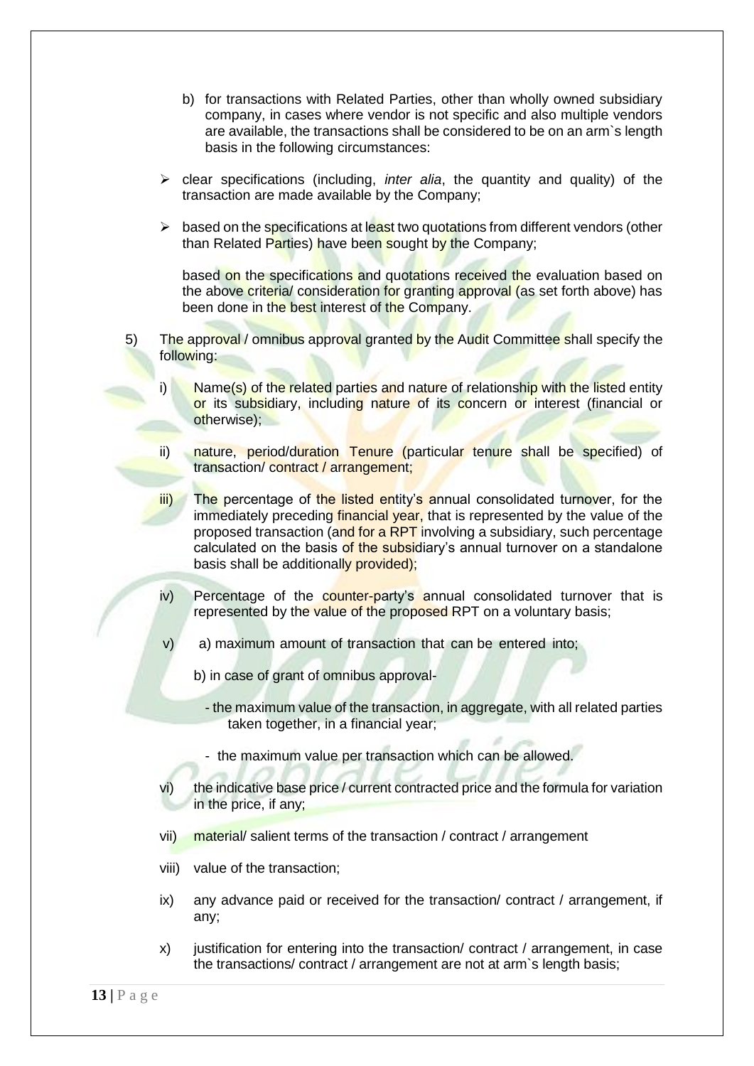b) for transactions with Related Parties, other than wholly owned subsidiary company, in cases where vendor is not specific and also multiple vendors are available, the transactions shall be considered to be on an arm`s length basis in the following circumstances:

- clear specifications (including, *inter alia*, the quantity and quality) of the transaction are made available by the Company;
- based on the specifications at least two quotations from different vendors (other than Related Parties) have been sought by the Company;

  based on the specifications and quotations received the evaluation based on the above criteria/ consideration for granting approval (as set forth above) has been done in the best interest of the Company.

5) The approval / omnibus approval granted by the Audit Committee shall specify the following:

   i) Name(s) of the related parties and nature of relationship with the listed entity or its subsidiary, including nature of its concern or interest (financial or otherwise);

   ii) nature, period/duration Tenure (particular tenure shall be specified) of transaction/ contract / arrangement;

   iii) The percentage of the listed entity's annual consolidated turnover, for the immediately preceding financial year, that is represented by the value of the proposed transaction (and for a RPT involving a subsidiary, such percentage calculated on the basis of the subsidiary's annual turnover on a standalone basis shall be additionally provided);

   iv) Percentage of the counter-party's annual consolidated turnover that is represented by the value of the proposed RPT on a voluntary basis;

   v) a) maximum amount of transaction that can be entered into;

      b) in case of grant of omnibus approval-

      - the maximum value of the transaction, in aggregate, with all related parties taken together, in a financial year;
      - the maximum value per transaction which can be allowed.

   vi) the indicative base price / current contracted price and the formula for variation in the price, if any;

   vii) material/ salient terms of the transaction / contract / arrangement

   viii) value of the transaction;

   ix) any advance paid or received for the transaction/ contract / arrangement, if any;

   x) justification for entering into the transaction/ contract / arrangement, in case the transactions/ contract / arrangement are not at arm`s length basis;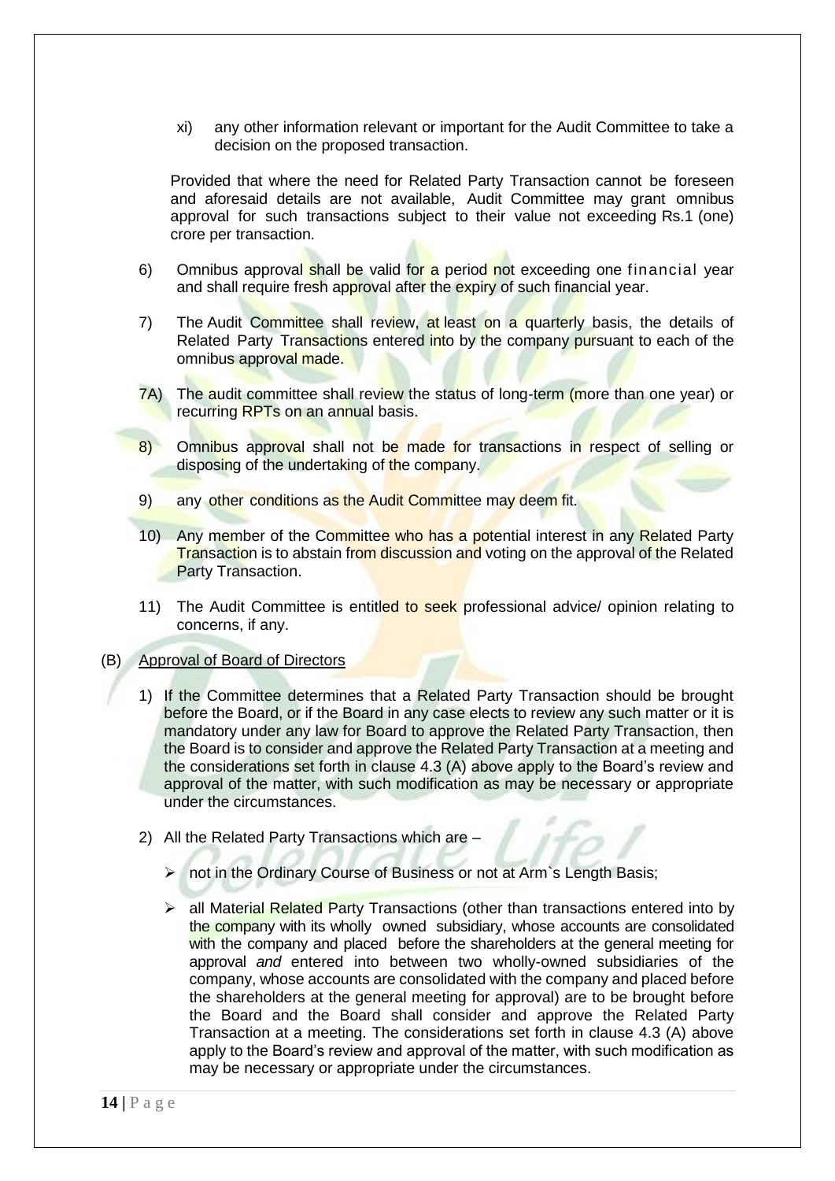xi) any other information relevant or important for the Audit Committee to take a decision on the proposed transaction.

Provided that where the need for Related Party Transaction cannot be foreseen and aforesaid details are not available, Audit Committee may grant omnibus approval for such transactions subject to their value not exceeding Rs.1 (one) crore per transaction.

6) Omnibus approval shall be valid for a period not exceeding one financial year and shall require fresh approval after the expiry of such financial year.

7) The Audit Committee shall review, at least on a quarterly basis, the details of Related Party Transactions entered into by the company pursuant to each of the omnibus approval made.

7A) The audit committee shall review the status of long-term (more than one year) or recurring RPTs on an annual basis.

8) Omnibus approval shall not be made for transactions in respect of selling or disposing of the undertaking of the company.

9) any other conditions as the Audit Committee may deem fit.

10) Any member of the Committee who has a potential interest in any Related Party Transaction is to abstain from discussion and voting on the approval of the Related Party Transaction.

11) The Audit Committee is entitled to seek professional advice/ opinion relating to concerns, if any.

(B) Approval of Board of Directors

1) If the Committee determines that a Related Party Transaction should be brought before the Board, or if the Board in any case elects to review any such matter or it is mandatory under any law for Board to approve the Related Party Transaction, then the Board is to consider and approve the Related Party Transaction at a meeting and the considerations set forth in clause 4.3 (A) above apply to the Board's review and approval of the matter, with such modification as may be necessary or appropriate under the circumstances.

2) All the Related Party Transactions which are –

- not in the Ordinary Course of Business or not at Arm`s Length Basis;
- all Material Related Party Transactions (other than transactions entered into by the company with its wholly owned subsidiary, whose accounts are consolidated with the company and placed before the shareholders at the general meeting for approval *and* entered into between two wholly-owned subsidiaries of the company, whose accounts are consolidated with the company and placed before the shareholders at the general meeting for approval) are to be brought before the Board and the Board shall consider and approve the Related Party Transaction at a meeting. The considerations set forth in clause 4.3 (A) above apply to the Board's review and approval of the matter, with such modification as may be necessary or appropriate under the circumstances.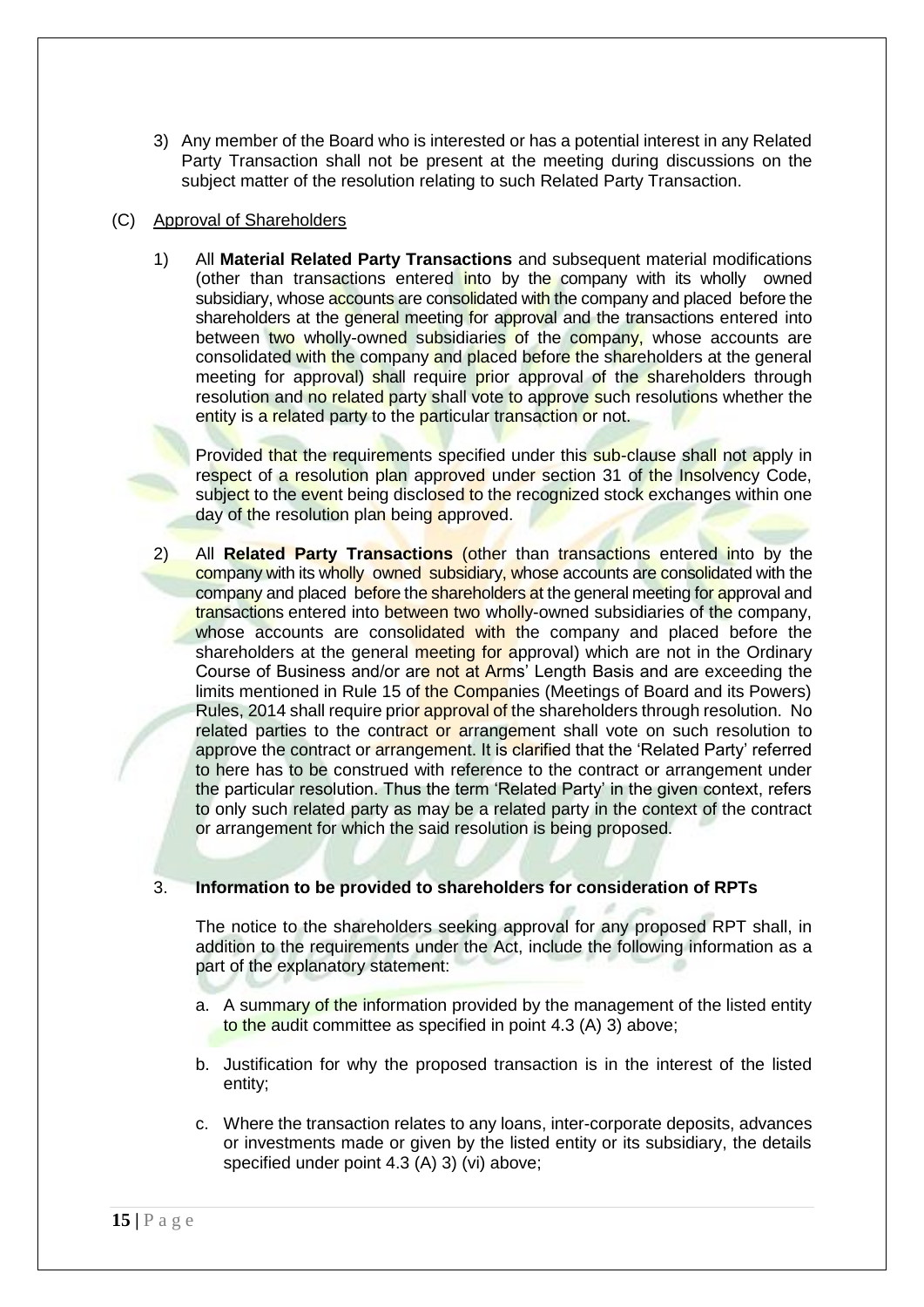3) Any member of the Board who is interested or has a potential interest in any Related Party Transaction shall not be present at the meeting during discussions on the subject matter of the resolution relating to such Related Party Transaction.

(C) Approval of Shareholders

1) All **Material Related Party Transactions** and subsequent material modifications (other than transactions entered into by the company with its wholly owned subsidiary, whose accounts are consolidated with the company and placed before the shareholders at the general meeting for approval and the transactions entered into between two wholly-owned subsidiaries of the company, whose accounts are consolidated with the company and placed before the shareholders at the general meeting for approval) shall require prior approval of the shareholders through resolution and no related party shall vote to approve such resolutions whether the entity is a related party to the particular transaction or not.

   Provided that the requirements specified under this sub-clause shall not apply in respect of a resolution plan approved under section 31 of the Insolvency Code, subject to the event being disclosed to the recognized stock exchanges within one day of the resolution plan being approved.

2) All **Related Party Transactions** (other than transactions entered into by the company with its wholly owned subsidiary, whose accounts are consolidated with the company and placed before the shareholders at the general meeting for approval and transactions entered into between two wholly-owned subsidiaries of the company, whose accounts are consolidated with the company and placed before the shareholders at the general meeting for approval) which are not in the Ordinary Course of Business and/or are not at Arms' Length Basis and are exceeding the limits mentioned in Rule 15 of the Companies (Meetings of Board and its Powers) Rules, 2014 shall require prior approval of the shareholders through resolution. No related parties to the contract or arrangement shall vote on such resolution to approve the contract or arrangement. It is clarified that the 'Related Party' referred to here has to be construed with reference to the contract or arrangement under the particular resolution. Thus the term 'Related Party' in the given context, refers to only such related party as may be a related party in the context of the contract or arrangement for which the said resolution is being proposed.

3. **Information to be provided to shareholders for consideration of RPTs**

   The notice to the shareholders seeking approval for any proposed RPT shall, in addition to the requirements under the Act, include the following information as a part of the explanatory statement:

   a. A summary of the information provided by the management of the listed entity to the audit committee as specified in point 4.3 (A) 3) above;

   b. Justification for why the proposed transaction is in the interest of the listed entity;

   c. Where the transaction relates to any loans, inter-corporate deposits, advances or investments made or given by the listed entity or its subsidiary, the details specified under point 4.3 (A) 3) (vi) above;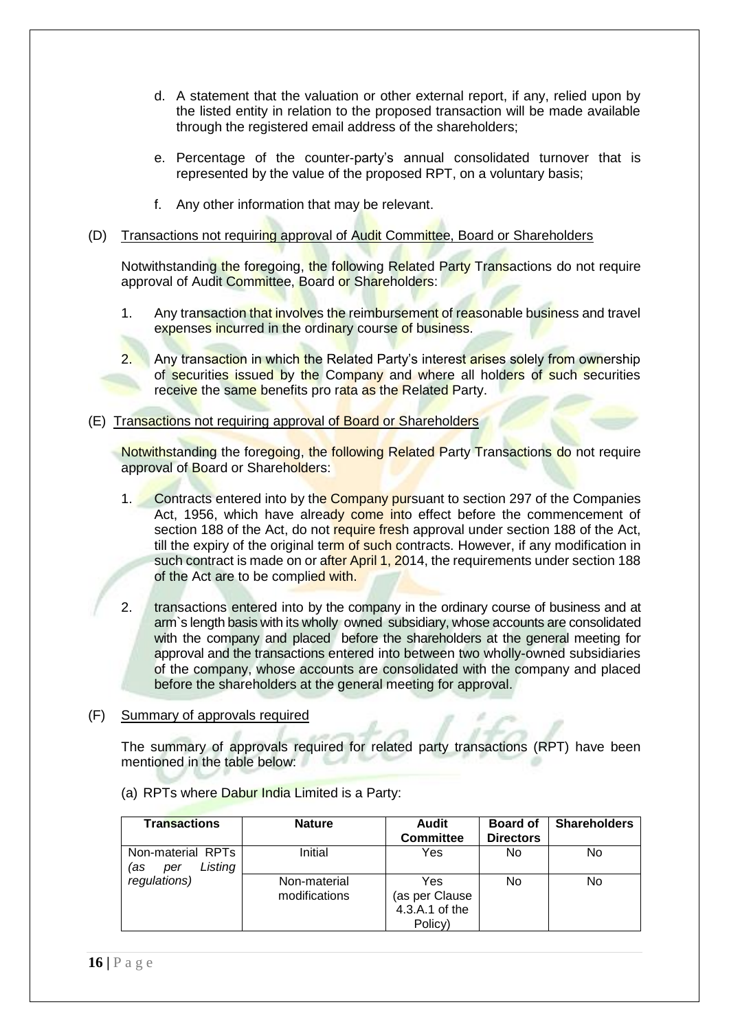d. A statement that the valuation or other external report, if any, relied upon by the listed entity in relation to the proposed transaction will be made available through the registered email address of the shareholders;

e. Percentage of the counter-party's annual consolidated turnover that is represented by the value of the proposed RPT, on a voluntary basis;

f. Any other information that may be relevant.

(D) Transactions not requiring approval of Audit Committee, Board or Shareholders

Notwithstanding the foregoing, the following Related Party Transactions do not require approval of Audit Committee, Board or Shareholders:

1. Any transaction that involves the reimbursement of reasonable business and travel expenses incurred in the ordinary course of business.

2. Any transaction in which the Related Party's interest arises solely from ownership of securities issued by the Company and where all holders of such securities receive the same benefits pro rata as the Related Party.

(E) Transactions not requiring approval of Board or Shareholders

Notwithstanding the foregoing, the following Related Party Transactions do not require approval of Board or Shareholders:

1. Contracts entered into by the Company pursuant to section 297 of the Companies Act, 1956, which have already come into effect before the commencement of section 188 of the Act, do not require fresh approval under section 188 of the Act, till the expiry of the original term of such contracts. However, if any modification in such contract is made on or after April 1, 2014, the requirements under section 188 of the Act are to be complied with.

2. transactions entered into by the company in the ordinary course of business and at arm`s length basis with its wholly owned subsidiary, whose accounts are consolidated with the company and placed before the shareholders at the general meeting for approval and the transactions entered into between two wholly-owned subsidiaries of the company, whose accounts are consolidated with the company and placed before the shareholders at the general meeting for approval.

(F) Summary of approvals required

The summary of approvals required for related party transactions (RPT) have been mentioned in the table below:

(a) RPTs where Dabur India Limited is a Party:

| Transactions | Nature | Audit Committee | Board of Directors | Shareholders |
|---|---|---|---|---|
| Non-material RPTs *(as per Listing regulations)* | Initial | Yes | No | No |
| | Non-material modifications | Yes (as per Clause 4.3.A.1 of the Policy) | No | No |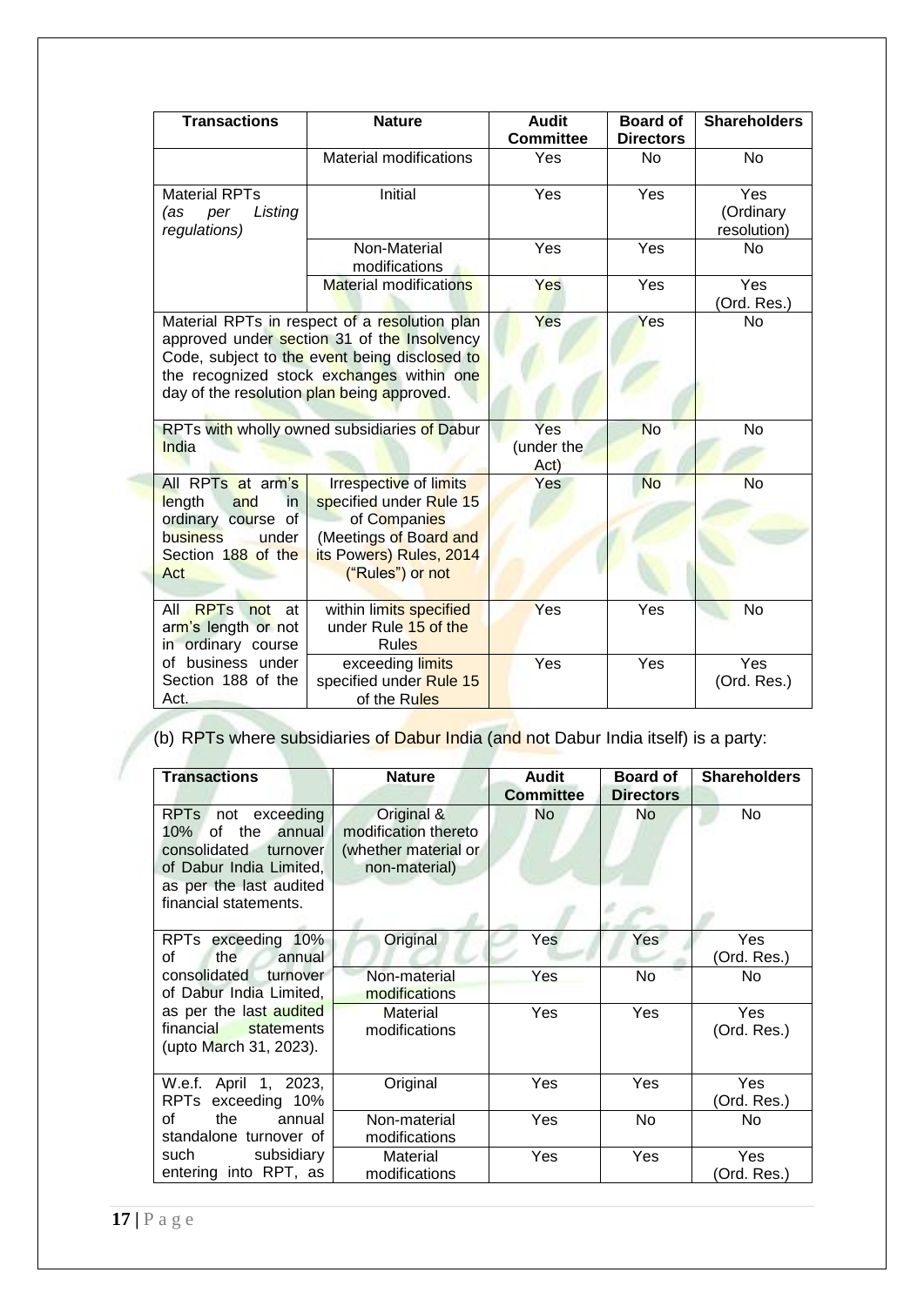| Transactions | Nature | Audit Committee | Board of Directors | Shareholders |
|---|---|---|---|---|
| | Material modifications | Yes | No | No |
| Material RPTs *(as per Listing regulations)* | Initial | Yes | Yes | Yes (Ordinary resolution) |
| | Non-Material modifications | Yes | Yes | No |
| | Material modifications | Yes | Yes | Yes (Ord. Res.) |
| Material RPTs in respect of a resolution plan approved under section 31 of the Insolvency Code, subject to the event being disclosed to the recognized stock exchanges within one day of the resolution plan being approved. | | Yes | Yes | No |
| RPTs with wholly owned subsidiaries of Dabur India | | Yes (under the Act) | No | No |
| All RPTs at arm's length and in ordinary course of business under Section 188 of the Act | Irrespective of limits specified under Rule 15 of Companies (Meetings of Board and its Powers) Rules, 2014 ("Rules") or not | Yes | No | No |
| All RPTs not at arm's length or not in ordinary course of business under Section 188 of the Act. | within limits specified under Rule 15 of the Rules | Yes | Yes | No |
| | exceeding limits specified under Rule 15 of the Rules | Yes | Yes | Yes (Ord. Res.) |

(b) RPTs where subsidiaries of Dabur India (and not Dabur India itself) is a party:

| Transactions | Nature | Audit Committee | Board of Directors | Shareholders |
|---|---|---|---|---|
| RPTs not exceeding 10% of the annual consolidated turnover of Dabur India Limited, as per the last audited financial statements. | Original & modification thereto (whether material or non-material) | No | No | No |
| RPTs exceeding 10% of the annual consolidated turnover of Dabur India Limited, as per the last audited financial statements (upto March 31, 2023). | Original | Yes | Yes | Yes (Ord. Res.) |
| | Non-material modifications | Yes | No | No |
| | Material modifications | Yes | Yes | Yes (Ord. Res.) |
| W.e.f. April 1, 2023, RPTs exceeding 10% of the annual standalone turnover of such subsidiary entering into RPT, as | Original | Yes | Yes | Yes (Ord. Res.) |
| | Non-material modifications | Yes | No | No |
| | Material modifications | Yes | Yes | Yes (Ord. Res.) |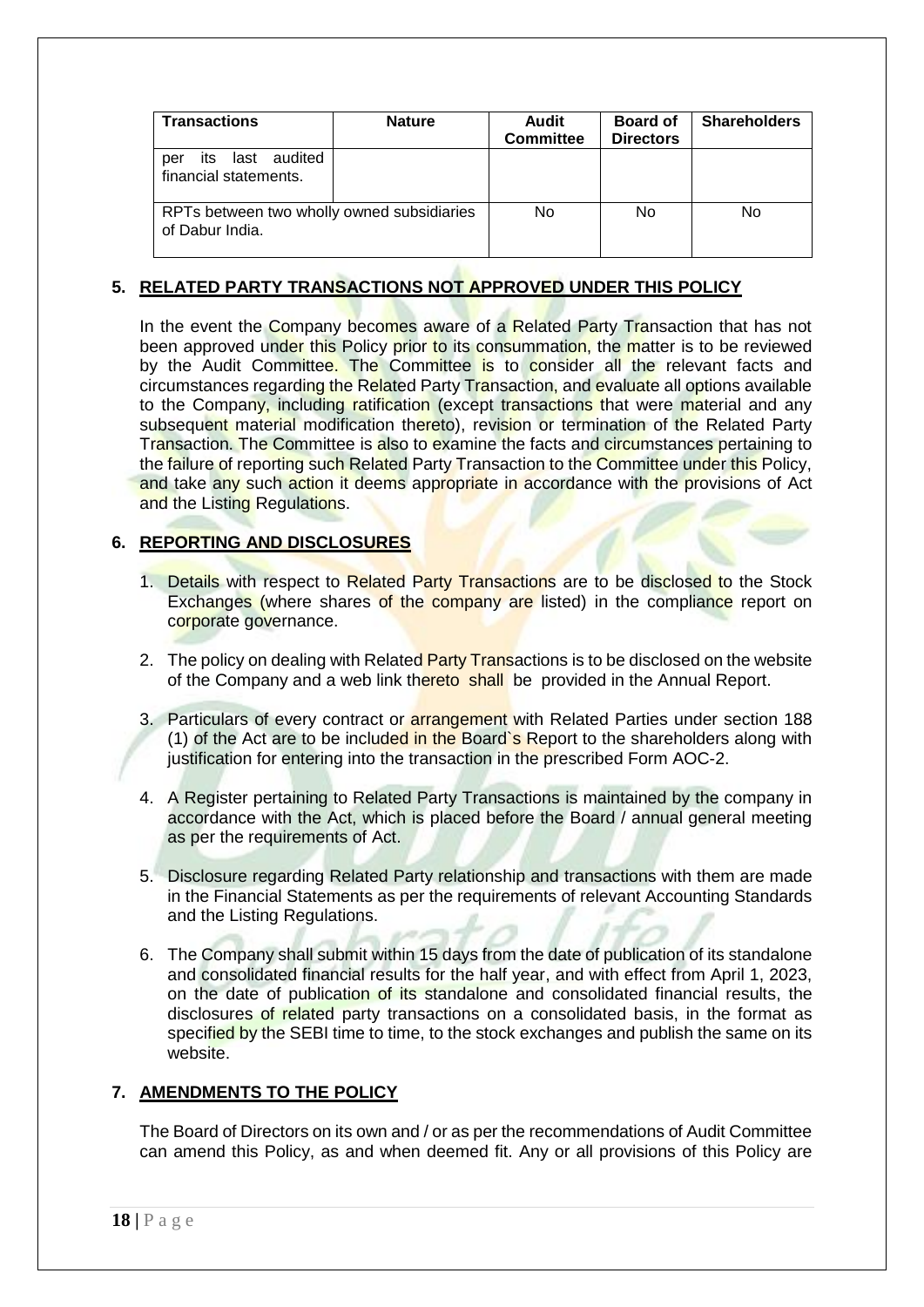| Transactions | Nature | Audit Committee | Board of Directors | Shareholders |
|---|---|---|---|---|
| per its last audited financial statements. | | | | |
| RPTs between two wholly owned subsidiaries of Dabur India. | | No | No | No |

## 5. RELATED PARTY TRANSACTIONS NOT APPROVED UNDER THIS POLICY

In the event the Company becomes aware of a Related Party Transaction that has not been approved under this Policy prior to its consummation, the matter is to be reviewed by the Audit Committee. The Committee is to consider all the relevant facts and circumstances regarding the Related Party Transaction, and evaluate all options available to the Company, including ratification (except transactions that were material and any subsequent material modification thereto), revision or termination of the Related Party Transaction. The Committee is also to examine the facts and circumstances pertaining to the failure of reporting such Related Party Transaction to the Committee under this Policy, and take any such action it deems appropriate in accordance with the provisions of Act and the Listing Regulations.

## 6. REPORTING AND DISCLOSURES

1. Details with respect to Related Party Transactions are to be disclosed to the Stock Exchanges (where shares of the company are listed) in the compliance report on corporate governance.

2. The policy on dealing with Related Party Transactions is to be disclosed on the website of the Company and a web link thereto shall be provided in the Annual Report.

3. Particulars of every contract or arrangement with Related Parties under section 188 (1) of the Act are to be included in the Board`s Report to the shareholders along with justification for entering into the transaction in the prescribed Form AOC-2.

4. A Register pertaining to Related Party Transactions is maintained by the company in accordance with the Act, which is placed before the Board / annual general meeting as per the requirements of Act.

5. Disclosure regarding Related Party relationship and transactions with them are made in the Financial Statements as per the requirements of relevant Accounting Standards and the Listing Regulations.

6. The Company shall submit within 15 days from the date of publication of its standalone and consolidated financial results for the half year, and with effect from April 1, 2023, on the date of publication of its standalone and consolidated financial results, the disclosures of related party transactions on a consolidated basis, in the format as specified by the SEBI time to time, to the stock exchanges and publish the same on its website.

## 7. AMENDMENTS TO THE POLICY

The Board of Directors on its own and / or as per the recommendations of Audit Committee can amend this Policy, as and when deemed fit. Any or all provisions of this Policy are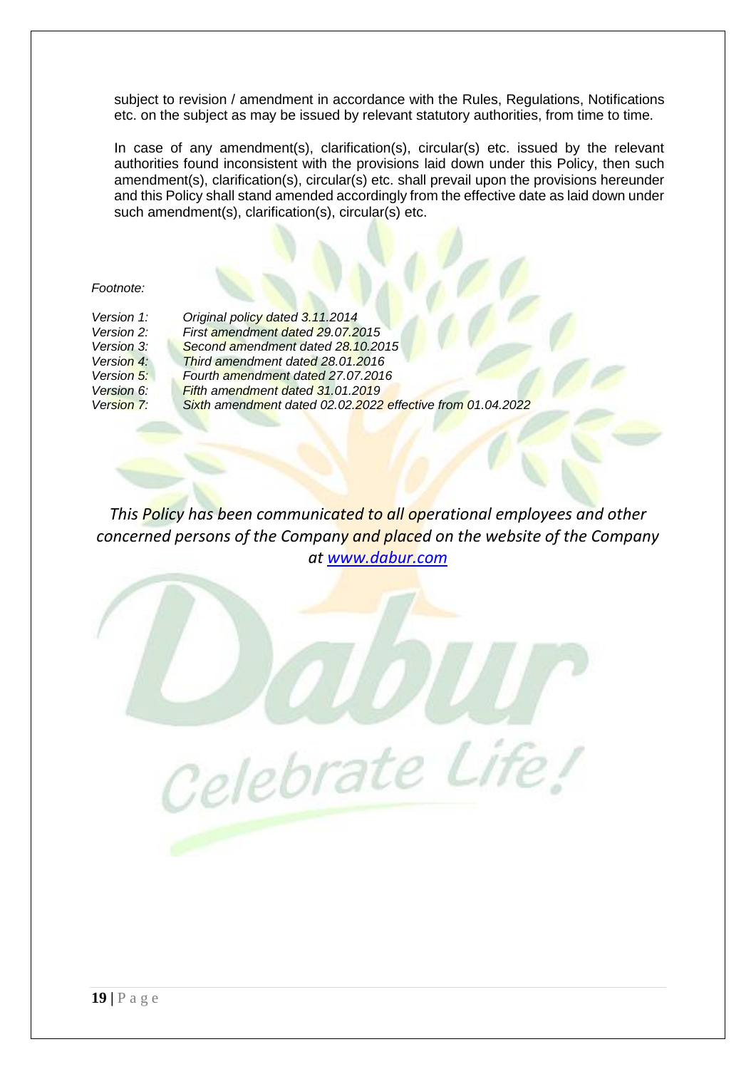subject to revision / amendment in accordance with the Rules, Regulations, Notifications etc. on the subject as may be issued by relevant statutory authorities, from time to time.

In case of any amendment(s), clarification(s), circular(s) etc. issued by the relevant authorities found inconsistent with the provisions laid down under this Policy, then such amendment(s), clarification(s), circular(s) etc. shall prevail upon the provisions hereunder and this Policy shall stand amended accordingly from the effective date as laid down under such amendment(s), clarification(s), circular(s) etc.

*Footnote:*

| | |
|---|---|
| *Version 1:* | *Original policy dated 3.11.2014* |
| *Version 2:* | *First amendment dated 29.07.2015* |
| *Version 3:* | *Second amendment dated 28.10.2015* |
| *Version 4:* | *Third amendment dated 28.01.2016* |
| *Version 5:* | *Fourth amendment dated 27.07.2016* |
| *Version 6:* | *Fifth amendment dated 31.01.2019* |
| *Version 7:* | *Sixth amendment dated 02.02.2022 effective from 01.04.2022* |

*This Policy has been communicated to all operational employees and other concerned persons of the Company and placed on the website of the Company at [www.dabur.com](http://www.dabur.com)*